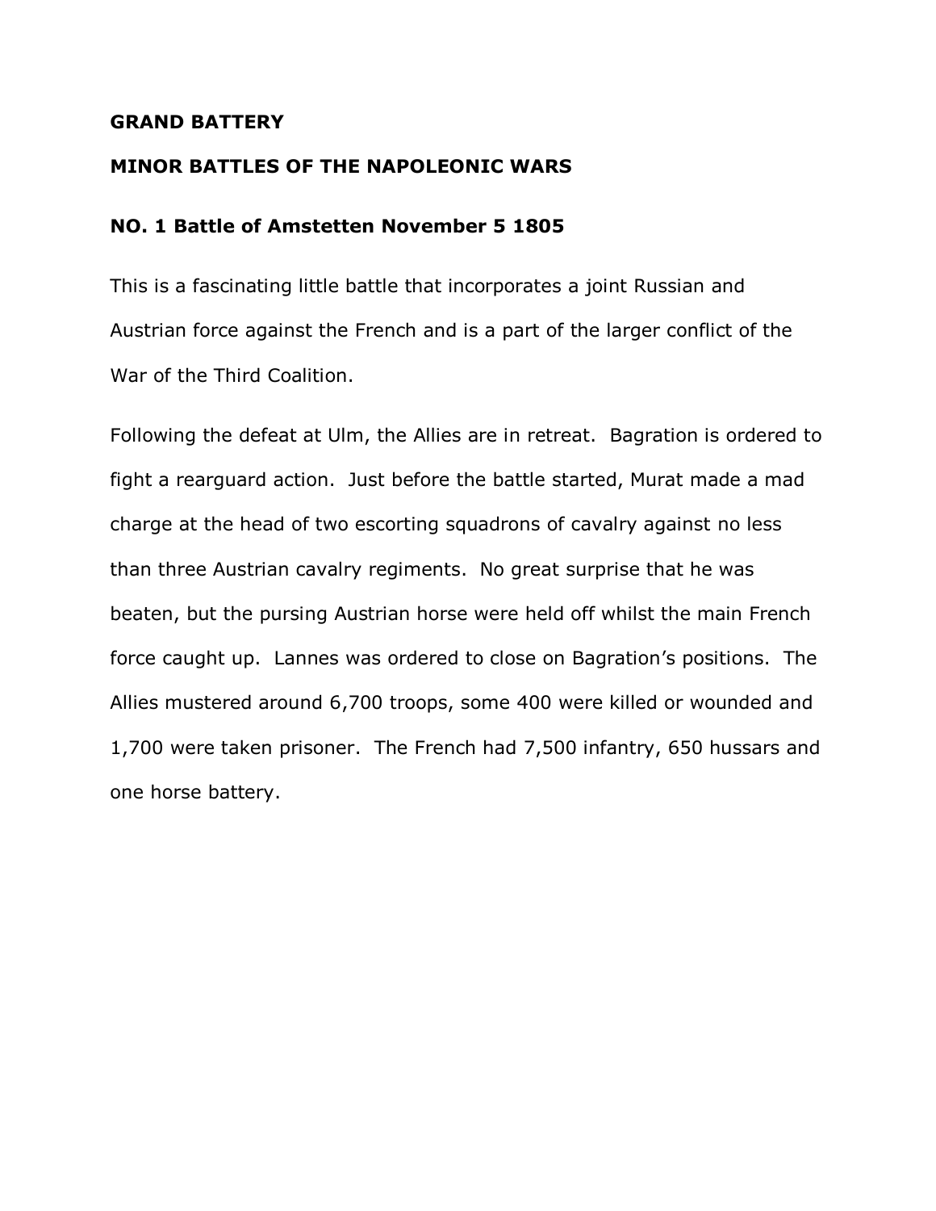**GRAND BATTERY**

**MINOR BATTLES OF THE NAPOLEONIC WARS**

**NO. 1 Battle of Amstetten November 5 1805**

This is a fascinating little battle that incorporates a joint Russian and Austrian force against the French and is a part of the larger conflict of the War of the Third Coalition.

Following the defeat at Ulm, the Allies are in retreat. Bagration is ordered to fight a rearguard action. Just before the battle started, Murat made a mad charge at the head of two escorting squadrons of cavalry against no less than three Austrian cavalry regiments. No great surprise that he was beaten, but the pursing Austrian horse were held off whilst the main French force caught up. Lannes was ordered to close on Bagration's positions. The Allies mustered around 6,700 troops, some 400 were killed or wounded and 1,700 were taken prisoner. The French had 7,500 infantry, 650 hussars and one horse battery.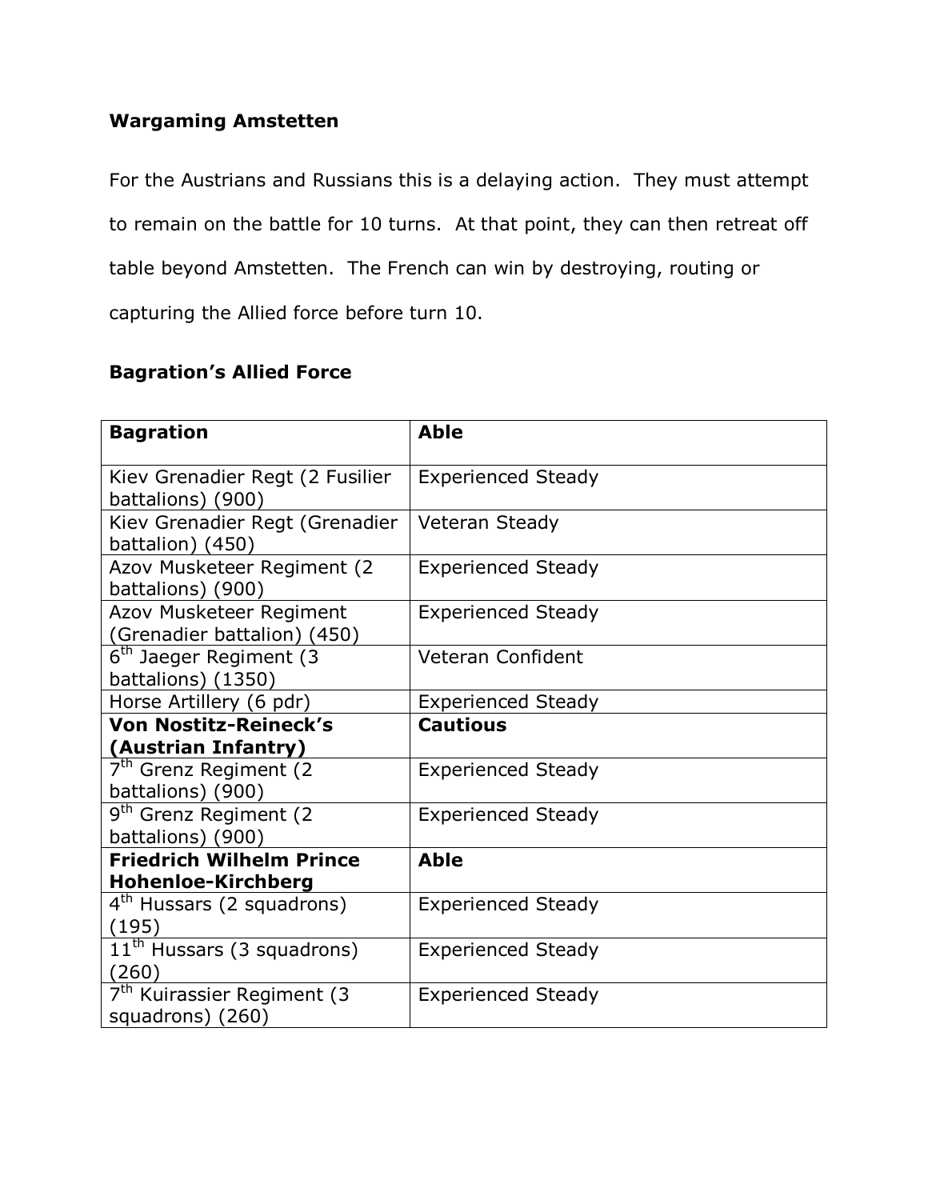**Wargaming Amstetten**

For the Austrians and Russians this is a delaying action. They must attempt to remain on the battle for 10 turns. At that point, they can then retreat off table beyond Amstetten. The French can win by destroying, routing or capturing the Allied force before turn 10.

**Bagration's Allied Force**

| **Bagration** | **Able** |
|---|---|
| Kiev Grenadier Regt (2 Fusilier battalions) (900) | Experienced Steady |
| Kiev Grenadier Regt (Grenadier battalion) (450) | Veteran Steady |
| Azov Musketeer Regiment (2 battalions) (900) | Experienced Steady |
| Azov Musketeer Regiment (Grenadier battalion) (450) | Experienced Steady |
| 6th Jaeger Regiment (3 battalions) (1350) | Veteran Confident |
| Horse Artillery (6 pdr) | Experienced Steady |
| **Von Nostitz-Reineck's (Austrian Infantry)** | **Cautious** |
| 7th Grenz Regiment (2 battalions) (900) | Experienced Steady |
| 9th Grenz Regiment (2 battalions) (900) | Experienced Steady |
| **Friedrich Wilhelm Prince Hohenloe-Kirchberg** | **Able** |
| 4th Hussars (2 squadrons) (195) | Experienced Steady |
| 11th Hussars (3 squadrons) (260) | Experienced Steady |
| 7th Kuirassier Regiment (3 squadrons) (260) | Experienced Steady |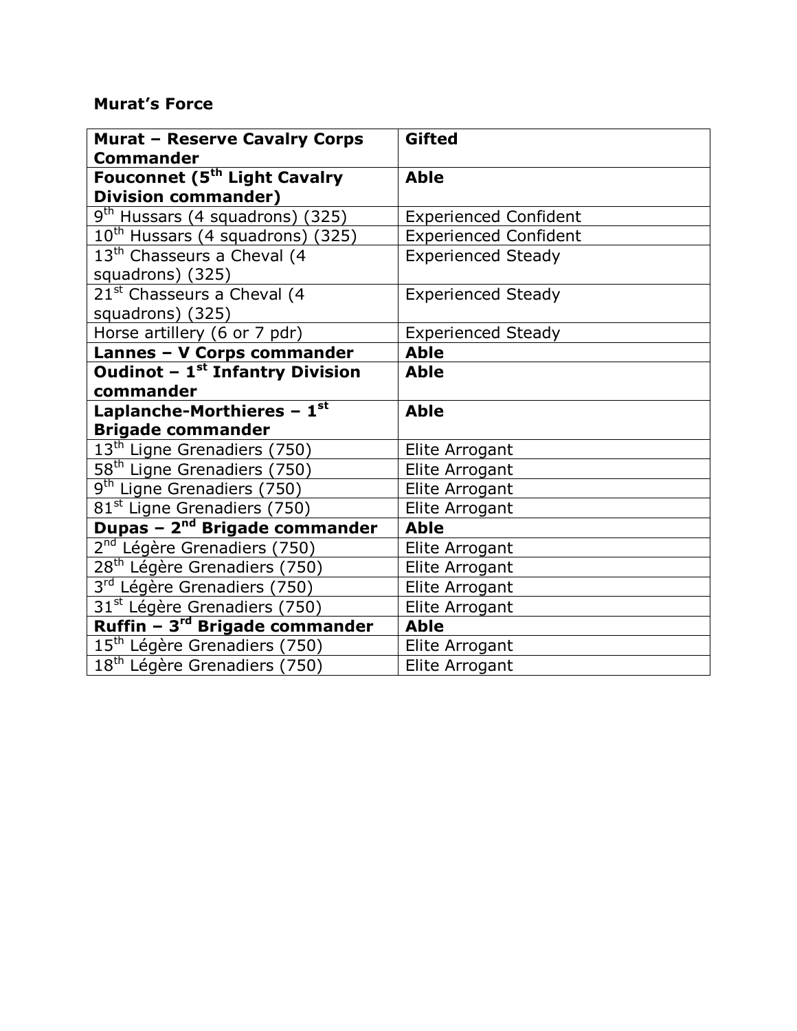**Murat's Force**

| **Murat – Reserve Cavalry Corps Commander** | **Gifted** |
|---|---|
| **Fouconnet (5th Light Cavalry Division commander)** | **Able** |
| 9th Hussars (4 squadrons) (325) | Experienced Confident |
| 10th Hussars (4 squadrons) (325) | Experienced Confident |
| 13th Chasseurs a Cheval (4 squadrons) (325) | Experienced Steady |
| 21st Chasseurs a Cheval (4 squadrons) (325) | Experienced Steady |
| Horse artillery (6 or 7 pdr) | Experienced Steady |
| **Lannes – V Corps commander** | **Able** |
| **Oudinot – 1st Infantry Division commander** | **Able** |
| **Laplanche-Morthieres – 1st Brigade commander** | **Able** |
| 13th Ligne Grenadiers (750) | Elite Arrogant |
| 58th Ligne Grenadiers (750) | Elite Arrogant |
| 9th Ligne Grenadiers (750) | Elite Arrogant |
| 81st Ligne Grenadiers (750) | Elite Arrogant |
| **Dupas – 2nd Brigade commander** | **Able** |
| 2nd Légère Grenadiers (750) | Elite Arrogant |
| 28th Légère Grenadiers (750) | Elite Arrogant |
| 3rd Légère Grenadiers (750) | Elite Arrogant |
| 31st Légère Grenadiers (750) | Elite Arrogant |
| **Ruffin – 3rd Brigade commander** | **Able** |
| 15th Légère Grenadiers (750) | Elite Arrogant |
| 18th Légère Grenadiers (750) | Elite Arrogant |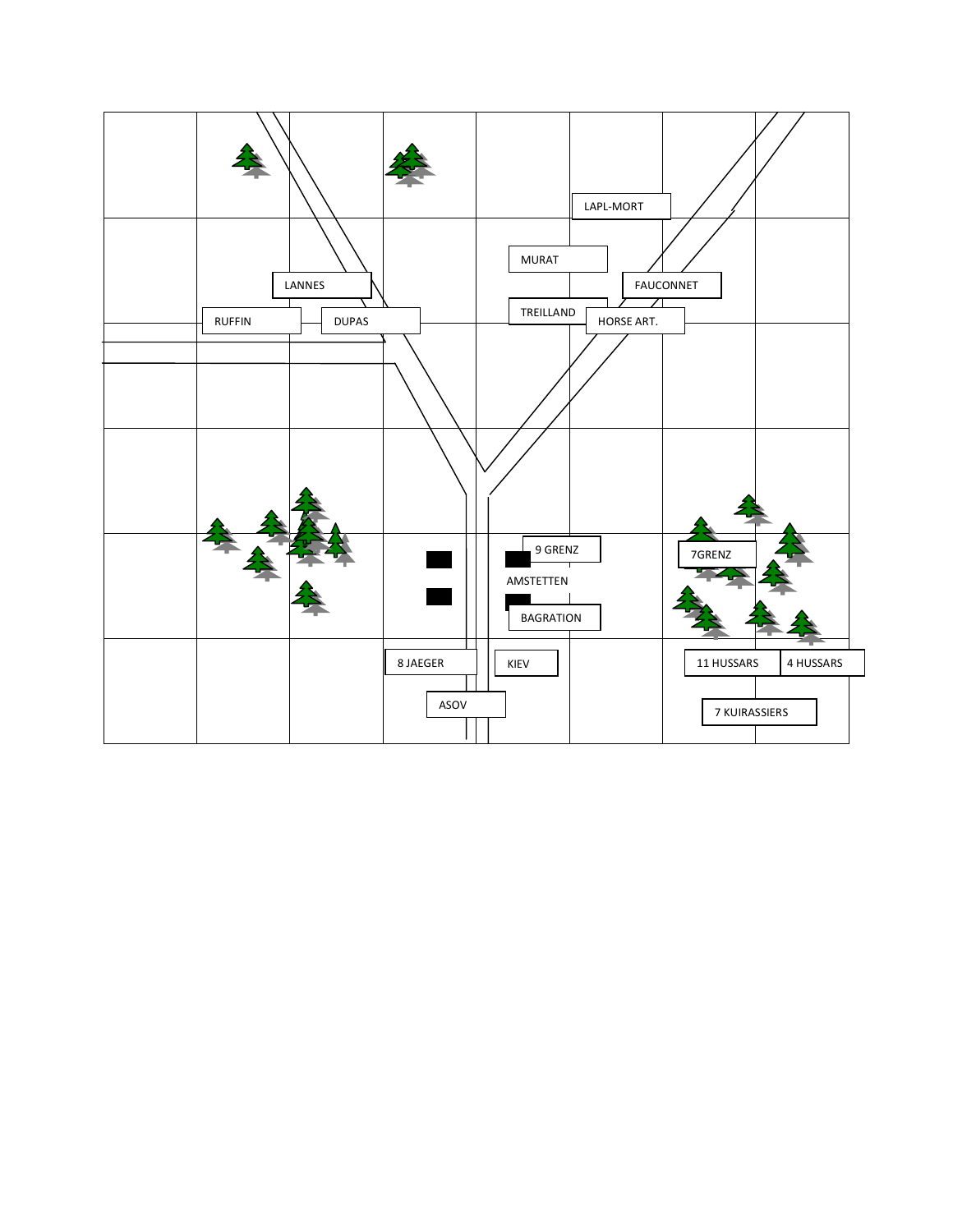LAPL-MORT

MURAT

LANNES

FAUCONNET

RUFFIN

DUPAS

TREILLAND

HORSE ART.

9 GRENZ

7GRENZ

AMSTETTEN

BAGRATION

8 JAEGER

KIEV

11 HUSSARS

4 HUSSARS

ASOV

7 KUIRASSIERS